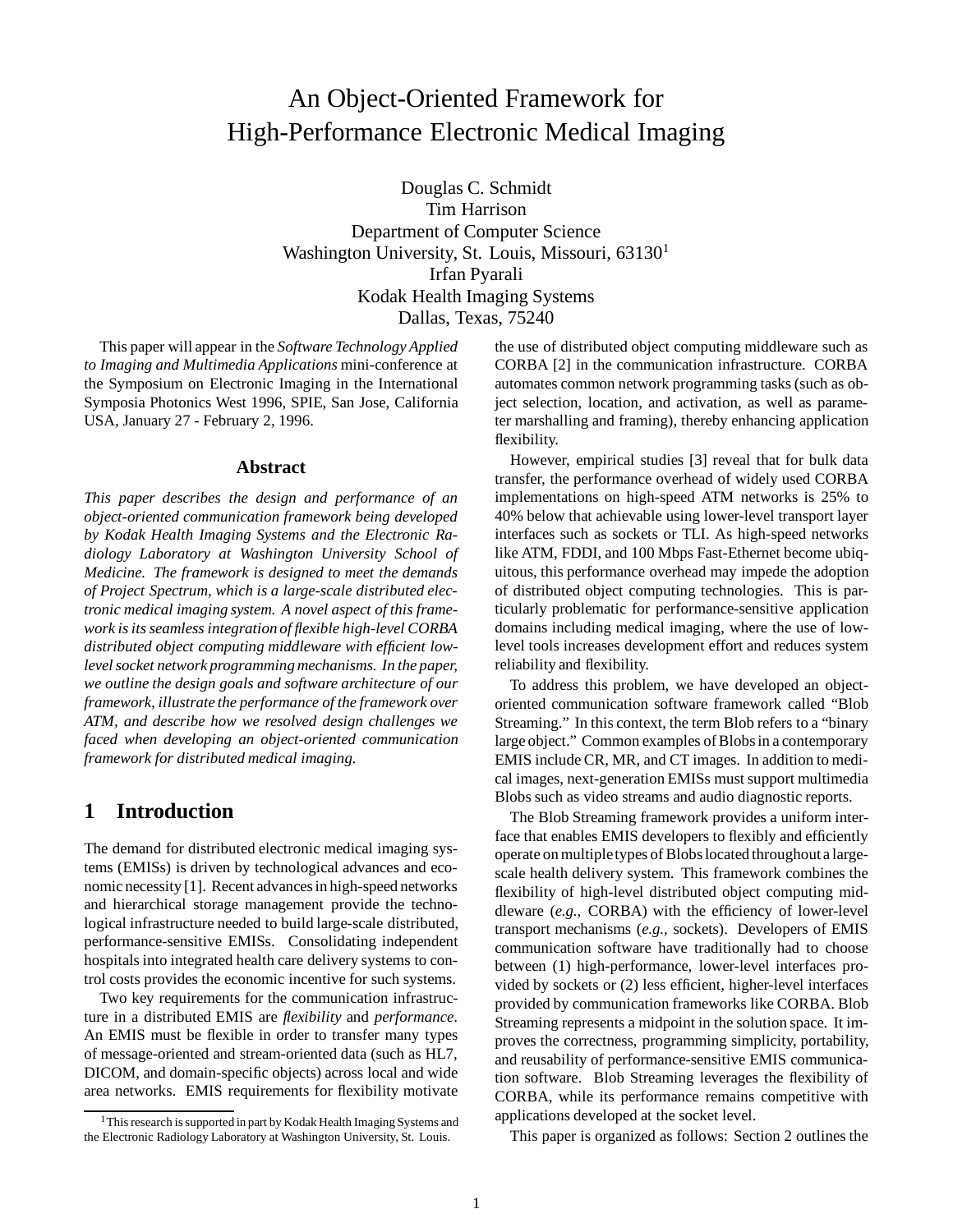# An Object-Oriented Framework for High-Performance Electronic Medical Imaging

Douglas C. Schmidt
Tim Harrison
Department of Computer Science
Washington University, St. Louis, Missouri, 63130[1]
Irfan Pyarali
Kodak Health Imaging Systems
Dallas, Texas, 75240

This paper will appear in the *Software Technology Applied to Imaging and Multimedia Applications* mini-conference at the Symposium on Electronic Imaging in the International Symposia Photonics West 1996, SPIE, San Jose, California USA, January 27 - February 2, 1996.

### Abstract

*This paper describes the design and performance of an object-oriented communication framework being developed by Kodak Health Imaging Systems and the Electronic Radiology Laboratory at Washington University School of Medicine. The framework is designed to meet the demands of Project Spectrum, which is a large-scale distributed electronic medical imaging system. A novel aspect of this framework is its seamless integration of flexible high-level CORBA distributed object computing middleware with efficient low-level socket network programming mechanisms. In the paper, we outline the design goals and software architecture of our framework, illustrate the performance of the framework over ATM, and describe how we resolved design challenges we faced when developing an object-oriented communication framework for distributed medical imaging.*

## 1 Introduction

The demand for distributed electronic medical imaging systems (EMISs) is driven by technological advances and economic necessity [1]. Recent advances in high-speed networks and hierarchical storage management provide the technological infrastructure needed to build large-scale distributed, performance-sensitive EMISs. Consolidating independent hospitals into integrated health care delivery systems to control costs provides the economic incentive for such systems.

Two key requirements for the communication infrastructure in a distributed EMIS are *flexibility* and *performance*. An EMIS must be flexible in order to transfer many types of message-oriented and stream-oriented data (such as HL7, DICOM, and domain-specific objects) across local and wide area networks. EMIS requirements for flexibility motivate the use of distributed object computing middleware such as CORBA [2] in the communication infrastructure. CORBA automates common network programming tasks (such as object selection, location, and activation, as well as parameter marshalling and framing), thereby enhancing application flexibility.

However, empirical studies [3] reveal that for bulk data transfer, the performance overhead of widely used CORBA implementations on high-speed ATM networks is 25% to 40% below that achievable using lower-level transport layer interfaces such as sockets or TLI. As high-speed networks like ATM, FDDI, and 100 Mbps Fast-Ethernet become ubiquitous, this performance overhead may impede the adoption of distributed object computing technologies. This is particularly problematic for performance-sensitive application domains including medical imaging, where the use of low-level tools increases development effort and reduces system reliability and flexibility.

To address this problem, we have developed an object-oriented communication software framework called "Blob Streaming." In this context, the term Blob refers to a "binary large object." Common examples of Blobs in a contemporary EMIS include CR, MR, and CT images. In addition to medical images, next-generation EMISs must support multimedia Blobs such as video streams and audio diagnostic reports.

The Blob Streaming framework provides a uniform interface that enables EMIS developers to flexibly and efficiently operate on multiple types of Blobs located throughout a large-scale health delivery system. This framework combines the flexibility of high-level distributed object computing middleware (*e.g.,* CORBA) with the efficiency of lower-level transport mechanisms (*e.g.,* sockets). Developers of EMIS communication software have traditionally had to choose between (1) high-performance, lower-level interfaces provided by sockets or (2) less efficient, higher-level interfaces provided by communication frameworks like CORBA. Blob Streaming represents a midpoint in the solution space. It improves the correctness, programming simplicity, portability, and reusability of performance-sensitive EMIS communication software. Blob Streaming leverages the flexibility of CORBA, while its performance remains competitive with applications developed at the socket level.

This paper is organized as follows: Section 2 outlines the

[1] This research is supported in part by Kodak Health Imaging Systems and the Electronic Radiology Laboratory at Washington University, St. Louis.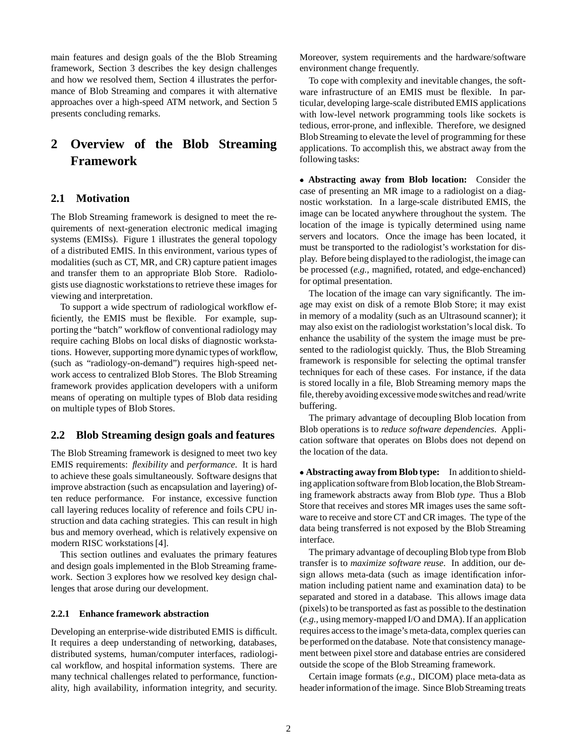main features and design goals of the the Blob Streaming framework, Section 3 describes the key design challenges and how we resolved them, Section 4 illustrates the performance of Blob Streaming and compares it with alternative approaches over a high-speed ATM network, and Section 5 presents concluding remarks.

## 2 Overview of the Blob Streaming Framework

### 2.1 Motivation

The Blob Streaming framework is designed to meet the requirements of next-generation electronic medical imaging systems (EMISs). Figure 1 illustrates the general topology of a distributed EMIS. In this environment, various types of modalities (such as CT, MR, and CR) capture patient images and transfer them to an appropriate Blob Store. Radiologists use diagnostic workstations to retrieve these images for viewing and interpretation.

To support a wide spectrum of radiological workflow efficiently, the EMIS must be flexible. For example, supporting the "batch" workflow of conventional radiology may require caching Blobs on local disks of diagnostic workstations. However, supporting more dynamic types of workflow, (such as "radiology-on-demand") requires high-speed network access to centralized Blob Stores. The Blob Streaming framework provides application developers with a uniform means of operating on multiple types of Blob data residing on multiple types of Blob Stores.

### 2.2 Blob Streaming design goals and features

The Blob Streaming framework is designed to meet two key EMIS requirements: *flexibility* and *performance*. It is hard to achieve these goals simultaneously. Software designs that improve abstraction (such as encapsulation and layering) often reduce performance. For instance, excessive function call layering reduces locality of reference and foils CPU instruction and data caching strategies. This can result in high bus and memory overhead, which is relatively expensive on modern RISC workstations [4].

This section outlines and evaluates the primary features and design goals implemented in the Blob Streaming framework. Section 3 explores how we resolved key design challenges that arose during our development.

#### 2.2.1 Enhance framework abstraction

Developing an enterprise-wide distributed EMIS is difficult. It requires a deep understanding of networking, databases, distributed systems, human/computer interfaces, radiological workflow, and hospital information systems. There are many technical challenges related to performance, functionality, high availability, information integrity, and security. Moreover, system requirements and the hardware/software environment change frequently.

To cope with complexity and inevitable changes, the software infrastructure of an EMIS must be flexible. In particular, developing large-scale distributed EMIS applications with low-level network programming tools like sockets is tedious, error-prone, and inflexible. Therefore, we designed Blob Streaming to elevate the level of programming for these applications. To accomplish this, we abstract away from the following tasks:

- **Abstracting away from Blob location:** Consider the case of presenting an MR image to a radiologist on a diagnostic workstation. In a large-scale distributed EMIS, the image can be located anywhere throughout the system. The location of the image is typically determined using name servers and locators. Once the image has been located, it must be transported to the radiologist's workstation for display. Before being displayed to the radiologist, the image can be processed (*e.g.,* magnified, rotated, and edge-enchanced) for optimal presentation.

  The location of the image can vary significantly. The image may exist on disk of a remote Blob Store; it may exist in memory of a modality (such as an Ultrasound scanner); it may also exist on the radiologist workstation's local disk. To enhance the usability of the system the image must be presented to the radiologist quickly. Thus, the Blob Streaming framework is responsible for selecting the optimal transfer techniques for each of these cases. For instance, if the data is stored locally in a file, Blob Streaming memory maps the file, thereby avoiding excessive mode switches and read/write buffering.

  The primary advantage of decoupling Blob location from Blob operations is to *reduce software dependencies*. Application software that operates on Blobs does not depend on the location of the data.

- **Abstracting away from Blob type:** In addition to shielding application software from Blob location, the Blob Streaming framework abstracts away from Blob *type*. Thus a Blob Store that receives and stores MR images uses the same software to receive and store CT and CR images. The type of the data being transferred is not exposed by the Blob Streaming interface.

  The primary advantage of decoupling Blob type from Blob transfer is to *maximize software reuse*. In addition, our design allows meta-data (such as image identification information including patient name and examination data) to be separated and stored in a database. This allows image data (pixels) to be transported as fast as possible to the destination (*e.g.,* using memory-mapped I/O and DMA). If an application requires access to the image's meta-data, complex queries can be performed on the database. Note that consistency management between pixel store and database entries are considered outside the scope of the Blob Streaming framework.

  Certain image formats (*e.g.,* DICOM) place meta-data as header information of the image. Since Blob Streaming treats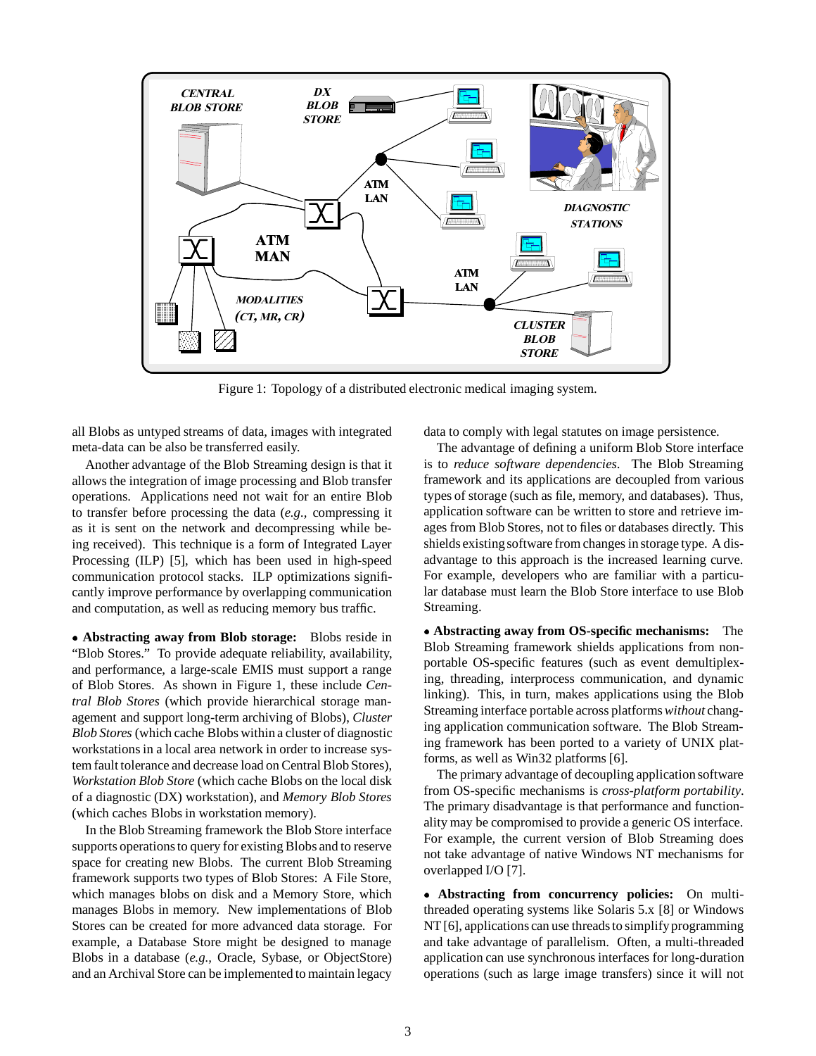CENTRAL BLOB STORE

DX BLOB STORE

ATM LAN

ATM MAN

DIAGNOSTIC STATIONS

ATM LAN

MODALITIES (CT, MR, CR)

CLUSTER BLOB STORE

Figure 1: Topology of a distributed electronic medical imaging system.

all Blobs as untyped streams of data, images with integrated meta-data can be also be transferred easily.

Another advantage of the Blob Streaming design is that it allows the integration of image processing and Blob transfer operations. Applications need not wait for an entire Blob to transfer before processing the data (*e.g.,* compressing it as it is sent on the network and decompressing while being received). This technique is a form of Integrated Layer Processing (ILP) [5], which has been used in high-speed communication protocol stacks. ILP optimizations significantly improve performance by overlapping communication and computation, as well as reducing memory bus traffic.

• **Abstracting away from Blob storage:** Blobs reside in "Blob Stores." To provide adequate reliability, availability, and performance, a large-scale EMIS must support a range of Blob Stores. As shown in Figure 1, these include *Central Blob Stores* (which provide hierarchical storage management and support long-term archiving of Blobs), *Cluster Blob Stores* (which cache Blobs within a cluster of diagnostic workstations in a local area network in order to increase system fault tolerance and decrease load on Central Blob Stores), *Workstation Blob Store* (which cache Blobs on the local disk of a diagnostic (DX) workstation), and *Memory Blob Stores* (which caches Blobs in workstation memory).

In the Blob Streaming framework the Blob Store interface supports operations to query for existing Blobs and to reserve space for creating new Blobs. The current Blob Streaming framework supports two types of Blob Stores: A File Store, which manages blobs on disk and a Memory Store, which manages Blobs in memory. New implementations of Blob Stores can be created for more advanced data storage. For example, a Database Store might be designed to manage Blobs in a database (*e.g.,* Oracle, Sybase, or ObjectStore) and an Archival Store can be implemented to maintain legacy data to comply with legal statutes on image persistence.

The advantage of defining a uniform Blob Store interface is to *reduce software dependencies*. The Blob Streaming framework and its applications are decoupled from various types of storage (such as file, memory, and databases). Thus, application software can be written to store and retrieve images from Blob Stores, not to files or databases directly. This shields existing software from changes in storage type. A disadvantage to this approach is the increased learning curve. For example, developers who are familiar with a particular database must learn the Blob Store interface to use Blob Streaming.

• **Abstracting away from OS-specific mechanisms:** The Blob Streaming framework shields applications from nonportable OS-specific features (such as event demultiplexing, threading, interprocess communication, and dynamic linking). This, in turn, makes applications using the Blob Streaming interface portable across platforms *without* changing application communication software. The Blob Streaming framework has been ported to a variety of UNIX platforms, as well as Win32 platforms [6].

The primary advantage of decoupling application software from OS-specific mechanisms is *cross-platform portability*. The primary disadvantage is that performance and functionality may be compromised to provide a generic OS interface. For example, the current version of Blob Streaming does not take advantage of native Windows NT mechanisms for overlapped I/O [7].

• **Abstracting from concurrency policies:** On multi-threaded operating systems like Solaris 5.x [8] or Windows NT [6], applications can use threads to simplify programming and take advantage of parallelism. Often, a multi-threaded application can use synchronous interfaces for long-duration operations (such as large image transfers) since it will not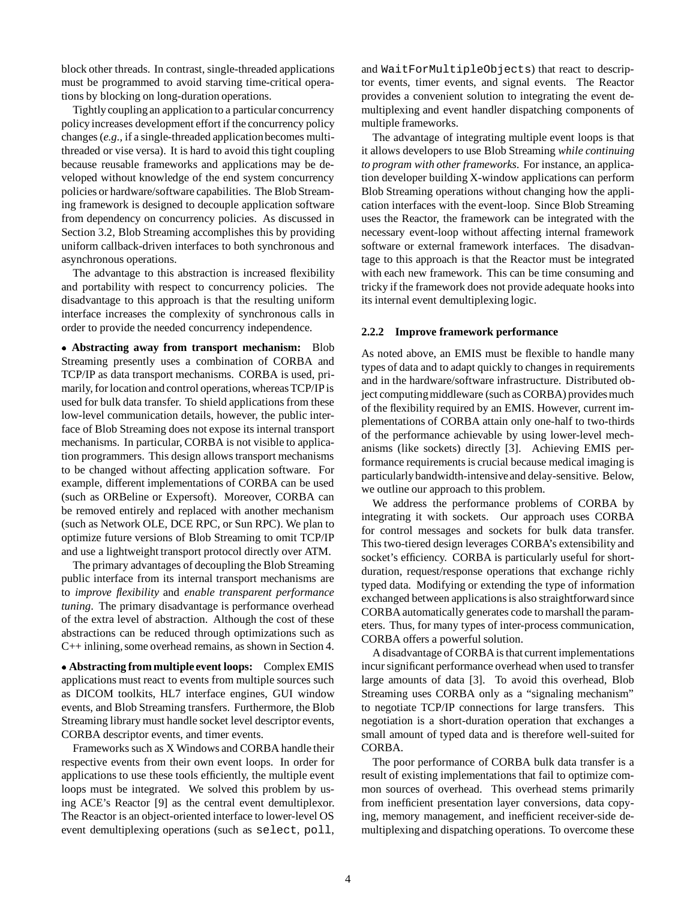block other threads. In contrast, single-threaded applications must be programmed to avoid starving time-critical operations by blocking on long-duration operations.

Tightly coupling an application to a particular concurrency policy increases development effort if the concurrency policy changes (*e.g.,* if a single-threaded application becomes multi-threaded or vise versa). It is hard to avoid this tight coupling because reusable frameworks and applications may be developed without knowledge of the end system concurrency policies or hardware/software capabilities. The Blob Streaming framework is designed to decouple application software from dependency on concurrency policies. As discussed in Section 3.2, Blob Streaming accomplishes this by providing uniform callback-driven interfaces to both synchronous and asynchronous operations.

The advantage to this abstraction is increased flexibility and portability with respect to concurrency policies. The disadvantage to this approach is that the resulting uniform interface increases the complexity of synchronous calls in order to provide the needed concurrency independence.

- **Abstracting away from transport mechanism:** Blob Streaming presently uses a combination of CORBA and TCP/IP as data transport mechanisms. CORBA is used, primarily, for location and control operations, whereas TCP/IP is used for bulk data transfer. To shield applications from these low-level communication details, however, the public interface of Blob Streaming does not expose its internal transport mechanisms. In particular, CORBA is not visible to application programmers. This design allows transport mechanisms to be changed without affecting application software. For example, different implementations of CORBA can be used (such as ORBeline or Expersoft). Moreover, CORBA can be removed entirely and replaced with another mechanism (such as Network OLE, DCE RPC, or Sun RPC). We plan to optimize future versions of Blob Streaming to omit TCP/IP and use a lightweight transport protocol directly over ATM.

The primary advantages of decoupling the Blob Streaming public interface from its internal transport mechanisms are to *improve flexibility* and *enable transparent performance tuning*. The primary disadvantage is performance overhead of the extra level of abstraction. Although the cost of these abstractions can be reduced through optimizations such as C++ inlining, some overhead remains, as shown in Section 4.

- **Abstracting from multiple event loops:** Complex EMIS applications must react to events from multiple sources such as DICOM toolkits, HL7 interface engines, GUI window events, and Blob Streaming transfers. Furthermore, the Blob Streaming library must handle socket level descriptor events, CORBA descriptor events, and timer events.

Frameworks such as X Windows and CORBA handle their respective events from their own event loops. In order for applications to use these tools efficiently, the multiple event loops must be integrated. We solved this problem by using ACE's Reactor [9] as the central event demultiplexor. The Reactor is an object-oriented interface to lower-level OS event demultiplexing operations (such as `select`, `poll`, and `WaitForMultipleObjects`) that react to descriptor events, timer events, and signal events. The Reactor provides a convenient solution to integrating the event demultiplexing and event handler dispatching components of multiple frameworks.

The advantage of integrating multiple event loops is that it allows developers to use Blob Streaming *while continuing to program with other frameworks*. For instance, an application developer building X-window applications can perform Blob Streaming operations without changing how the application interfaces with the event-loop. Since Blob Streaming uses the Reactor, the framework can be integrated with the necessary event-loop without affecting internal framework software or external framework interfaces. The disadvantage to this approach is that the Reactor must be integrated with each new framework. This can be time consuming and tricky if the framework does not provide adequate hooks into its internal event demultiplexing logic.

#### 2.2.2 Improve framework performance

As noted above, an EMIS must be flexible to handle many types of data and to adapt quickly to changes in requirements and in the hardware/software infrastructure. Distributed object computing middleware (such as CORBA) provides much of the flexibility required by an EMIS. However, current implementations of CORBA attain only one-half to two-thirds of the performance achievable by using lower-level mechanisms (like sockets) directly [3]. Achieving EMIS performance requirements is crucial because medical imaging is particularly bandwidth-intensive and delay-sensitive. Below, we outline our approach to this problem.

We address the performance problems of CORBA by integrating it with sockets. Our approach uses CORBA for control messages and sockets for bulk data transfer. This two-tiered design leverages CORBA's extensibility and socket's efficiency. CORBA is particularly useful for short-duration, request/response operations that exchange richly typed data. Modifying or extending the type of information exchanged between applications is also straightforward since CORBA automatically generates code to marshall the parameters. Thus, for many types of inter-process communication, CORBA offers a powerful solution.

A disadvantage of CORBA is that current implementations incur significant performance overhead when used to transfer large amounts of data [3]. To avoid this overhead, Blob Streaming uses CORBA only as a "signaling mechanism" to negotiate TCP/IP connections for large transfers. This negotiation is a short-duration operation that exchanges a small amount of typed data and is therefore well-suited for CORBA.

The poor performance of CORBA bulk data transfer is a result of existing implementations that fail to optimize common sources of overhead. This overhead stems primarily from inefficient presentation layer conversions, data copying, memory management, and inefficient receiver-side demultiplexing and dispatching operations. To overcome these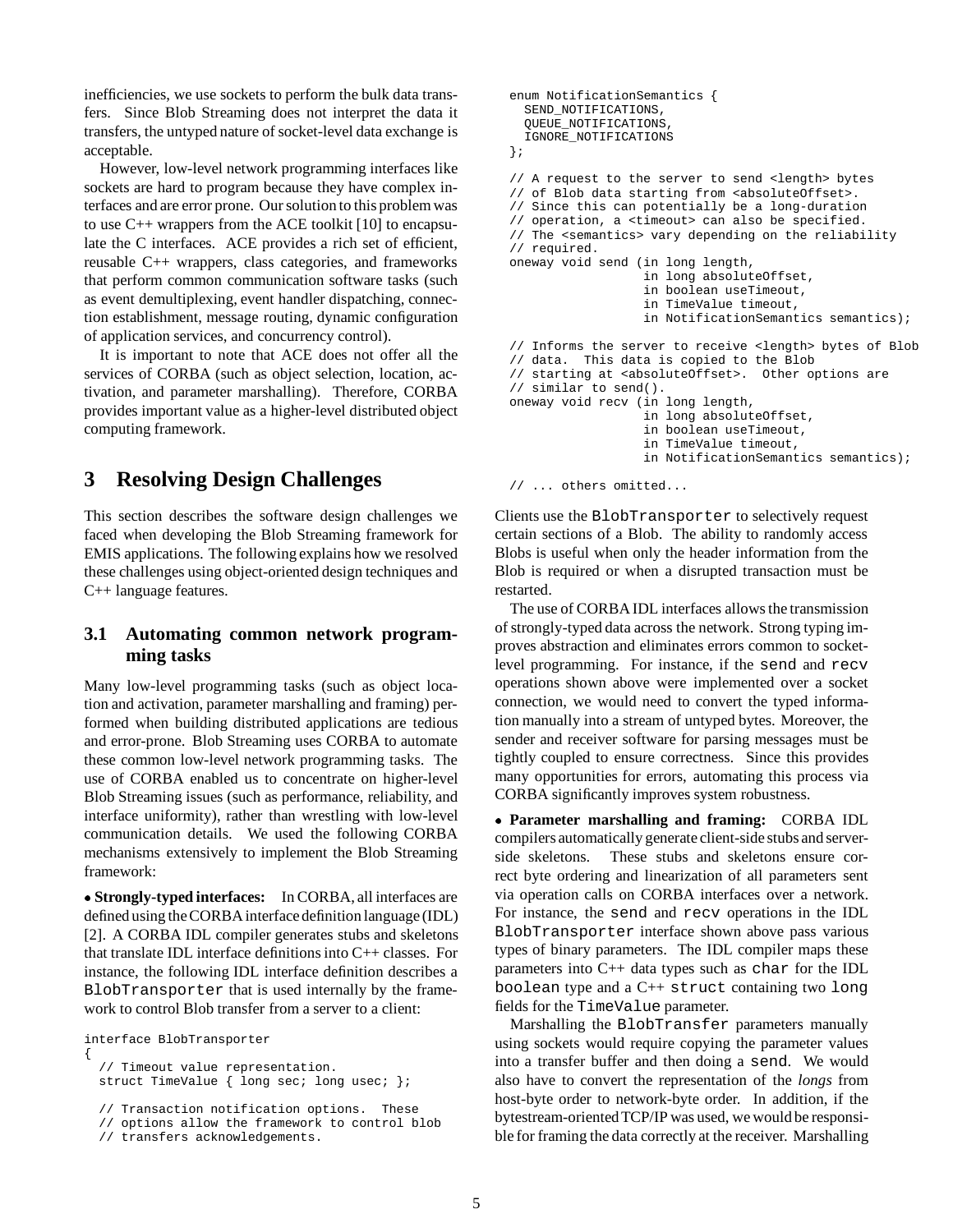inefficiencies, we use sockets to perform the bulk data transfers. Since Blob Streaming does not interpret the data it transfers, the untyped nature of socket-level data exchange is acceptable.

However, low-level network programming interfaces like sockets are hard to program because they have complex interfaces and are error prone. Our solution to this problem was to use C++ wrappers from the ACE toolkit [10] to encapsulate the C interfaces. ACE provides a rich set of efficient, reusable C++ wrappers, class categories, and frameworks that perform common communication software tasks (such as event demultiplexing, event handler dispatching, connection establishment, message routing, dynamic configuration of application services, and concurrency control).

It is important to note that ACE does not offer all the services of CORBA (such as object selection, location, activation, and parameter marshalling). Therefore, CORBA provides important value as a higher-level distributed object computing framework.

# 3 Resolving Design Challenges

This section describes the software design challenges we faced when developing the Blob Streaming framework for EMIS applications. The following explains how we resolved these challenges using object-oriented design techniques and C++ language features.

## 3.1 Automating common network programming tasks

Many low-level programming tasks (such as object location and activation, parameter marshalling and framing) performed when building distributed applications are tedious and error-prone. Blob Streaming uses CORBA to automate these common low-level network programming tasks. The use of CORBA enabled us to concentrate on higher-level Blob Streaming issues (such as performance, reliability, and interface uniformity), rather than wrestling with low-level communication details. We used the following CORBA mechanisms extensively to implement the Blob Streaming framework:

• **Strongly-typed interfaces:** In CORBA, all interfaces are defined using the CORBA interface definition language (IDL) [2]. A CORBA IDL compiler generates stubs and skeletons that translate IDL interface definitions into C++ classes. For instance, the following IDL interface definition describes a `BlobTransporter` that is used internally by the framework to control Blob transfer from a server to a client:

```
interface BlobTransporter
{
  // Timeout value representation.
  struct TimeValue { long sec; long usec; };

  // Transaction notification options.  These
  // options allow the framework to control blob
  // transfers acknowledgements.
  enum NotificationSemantics {
    SEND_NOTIFICATIONS,
    QUEUE_NOTIFICATIONS,
    IGNORE_NOTIFICATIONS
  };

  // A request to the server to send <length> bytes
  // of Blob data starting from <absoluteOffset>.
  // Since this can potentially be a long-duration
  // operation, a <timeout> can also be specified.
  // The <semantics> vary depending on the reliability
  // required.
  oneway void send (in long length,
                    in long absoluteOffset,
                    in boolean useTimeout,
                    in TimeValue timeout,
                    in NotificationSemantics semantics);

  // Informs the server to receive <length> bytes of Blob
  // data.  This data is copied to the Blob
  // starting at <absoluteOffset>.  Other options are
  // similar to send().
  oneway void recv (in long length,
                    in long absoluteOffset,
                    in boolean useTimeout,
                    in TimeValue timeout,
                    in NotificationSemantics semantics);

  // ... others omitted...
```

Clients use the `BlobTransporter` to selectively request certain sections of a Blob. The ability to randomly access Blobs is useful when only the header information from the Blob is required or when a disrupted transaction must be restarted.

The use of CORBA IDL interfaces allows the transmission of strongly-typed data across the network. Strong typing improves abstraction and eliminates errors common to socket-level programming. For instance, if the `send` and `recv` operations shown above were implemented over a socket connection, we would need to convert the typed information manually into a stream of untyped bytes. Moreover, the sender and receiver software for parsing messages must be tightly coupled to ensure correctness. Since this provides many opportunities for errors, automating this process via CORBA significantly improves system robustness.

• **Parameter marshalling and framing:** CORBA IDL compilers automatically generate client-side stubs and server-side skeletons. These stubs and skeletons ensure correct byte ordering and linearization of all parameters sent via operation calls on CORBA interfaces over a network. For instance, the `send` and `recv` operations in the IDL `BlobTransporter` interface shown above pass various types of binary parameters. The IDL compiler maps these parameters into C++ data types such as `char` for the IDL `boolean` type and a C++ `struct` containing two `long` fields for the `TimeValue` parameter.

Marshalling the `BlobTransfer` parameters manually using sockets would require copying the parameter values into a transfer buffer and then doing a `send`. We would also have to convert the representation of the *longs* from host-byte order to network-byte order. In addition, if the bytestream-oriented TCP/IP was used, we would be responsible for framing the data correctly at the receiver. Marshalling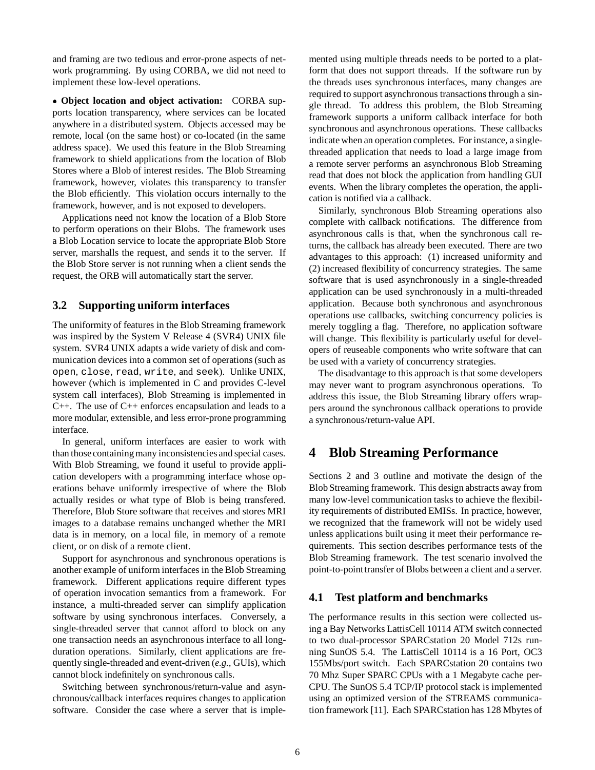and framing are two tedious and error-prone aspects of network programming. By using CORBA, we did not need to implement these low-level operations.

- **Object location and object activation:** CORBA supports location transparency, where services can be located anywhere in a distributed system. Objects accessed may be remote, local (on the same host) or co-located (in the same address space). We used this feature in the Blob Streaming framework to shield applications from the location of Blob Stores where a Blob of interest resides. The Blob Streaming framework, however, violates this transparency to transfer the Blob efficiently. This violation occurs internally to the framework, however, and is not exposed to developers.

Applications need not know the location of a Blob Store to perform operations on their Blobs. The framework uses a Blob Location service to locate the appropriate Blob Store server, marshalls the request, and sends it to the server. If the Blob Store server is not running when a client sends the request, the ORB will automatically start the server.

### 3.2 Supporting uniform interfaces

The uniformity of features in the Blob Streaming framework was inspired by the System V Release 4 (SVR4) UNIX file system. SVR4 UNIX adapts a wide variety of disk and communication devices into a common set of operations (such as `open`, `close`, `read`, `write`, and `seek`). Unlike UNIX, however (which is implemented in C and provides C-level system call interfaces), Blob Streaming is implemented in C++. The use of C++ enforces encapsulation and leads to a more modular, extensible, and less error-prone programming interface.

In general, uniform interfaces are easier to work with than those containing many inconsistencies and special cases. With Blob Streaming, we found it useful to provide application developers with a programming interface whose operations behave uniformly irrespective of where the Blob actually resides or what type of Blob is being transfered. Therefore, Blob Store software that receives and stores MRI images to a database remains unchanged whether the MRI data is in memory, on a local file, in memory of a remote client, or on disk of a remote client.

Support for asynchronous and synchronous operations is another example of uniform interfaces in the Blob Streaming framework. Different applications require different types of operation invocation semantics from a framework. For instance, a multi-threaded server can simplify application software by using synchronous interfaces. Conversely, a single-threaded server that cannot afford to block on any one transaction needs an asynchronous interface to all long-duration operations. Similarly, client applications are frequently single-threaded and event-driven (*e.g.,* GUIs), which cannot block indefinitely on synchronous calls.

Switching between synchronous/return-value and asynchronous/callback interfaces requires changes to application software. Consider the case where a server that is implemented using multiple threads needs to be ported to a platform that does not support threads. If the software run by the threads uses synchronous interfaces, many changes are required to support asynchronous transactions through a single thread. To address this problem, the Blob Streaming framework supports a uniform callback interface for both synchronous and asynchronous operations. These callbacks indicate when an operation completes. For instance, a single-threaded application that needs to load a large image from a remote server performs an asynchronous Blob Streaming read that does not block the application from handling GUI events. When the library completes the operation, the application is notified via a callback.

Similarly, synchronous Blob Streaming operations also complete with callback notifications. The difference from asynchronous calls is that, when the synchronous call returns, the callback has already been executed. There are two advantages to this approach: (1) increased uniformity and (2) increased flexibility of concurrency strategies. The same software that is used asynchronously in a single-threaded application can be used synchronously in a multi-threaded application. Because both synchronous and asynchronous operations use callbacks, switching concurrency policies is merely toggling a flag. Therefore, no application software will change. This flexibility is particularly useful for developers of reuseable components who write software that can be used with a variety of concurrency strategies.

The disadvantage to this approach is that some developers may never want to program asynchronous operations. To address this issue, the Blob Streaming library offers wrappers around the synchronous callback operations to provide a synchronous/return-value API.

## 4 Blob Streaming Performance

Sections 2 and 3 outline and motivate the design of the Blob Streaming framework. This design abstracts away from many low-level communication tasks to achieve the flexibility requirements of distributed EMISs. In practice, however, we recognized that the framework will not be widely used unless applications built using it meet their performance requirements. This section describes performance tests of the Blob Streaming framework. The test scenario involved the point-to-point transfer of Blobs between a client and a server.

### 4.1 Test platform and benchmarks

The performance results in this section were collected using a Bay Networks LattisCell 10114 ATM switch connected to two dual-processor SPARCstation 20 Model 712s running SunOS 5.4. The LattisCell 10114 is a 16 Port, OC3 155Mbs/port switch. Each SPARCstation 20 contains two 70 Mhz Super SPARC CPUs with a 1 Megabyte cache per-CPU. The SunOS 5.4 TCP/IP protocol stack is implemented using an optimized version of the STREAMS communication framework [11]. Each SPARCstation has 128 Mbytes of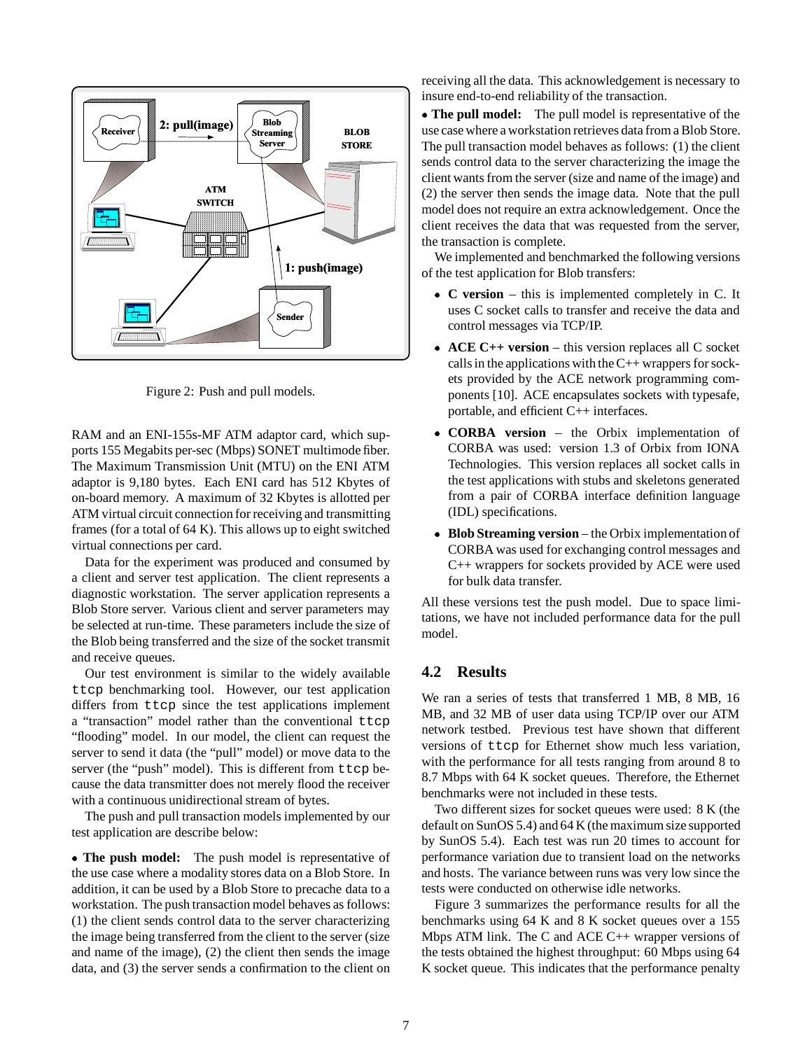Figure 2: Push and pull models.

RAM and an ENI-155s-MF ATM adaptor card, which supports 155 Megabits per-sec (Mbps) SONET multimode fiber. The Maximum Transmission Unit (MTU) on the ENI ATM adaptor is 9,180 bytes. Each ENI card has 512 Kbytes of on-board memory. A maximum of 32 Kbytes is allotted per ATM virtual circuit connection for receiving and transmitting frames (for a total of 64 K). This allows up to eight switched virtual connections per card.

Data for the experiment was produced and consumed by a client and server test application. The client represents a diagnostic workstation. The server application represents a Blob Store server. Various client and server parameters may be selected at run-time. These parameters include the size of the Blob being transferred and the size of the socket transmit and receive queues.

Our test environment is similar to the widely available `ttcp` benchmarking tool. However, our test application differs from `ttcp` since the test applications implement a "transaction" model rather than the conventional `ttcp` "flooding" model. In our model, the client can request the server to send it data (the "pull" model) or move data to the server (the "push" model). This is different from `ttcp` because the data transmitter does not merely flood the receiver with a continuous unidirectional stream of bytes.

The push and pull transaction models implemented by our test application are describe below:

• **The push model:** The push model is representative of the use case where a modality stores data on a Blob Store. In addition, it can be used by a Blob Store to precache data to a workstation. The push transaction model behaves as follows: (1) the client sends control data to the server characterizing the image being transferred from the client to the server (size and name of the image), (2) the client then sends the image data, and (3) the server sends a confirmation to the client on receiving all the data. This acknowledgement is necessary to insure end-to-end reliability of the transaction.

• **The pull model:** The pull model is representative of the use case where a workstation retrieves data from a Blob Store. The pull transaction model behaves as follows: (1) the client sends control data to the server characterizing the image the client wants from the server (size and name of the image) and (2) the server then sends the image data. Note that the pull model does not require an extra acknowledgement. Once the client receives the data that was requested from the server, the transaction is complete.

We implemented and benchmarked the following versions of the test application for Blob transfers:

- **C version** – this is implemented completely in C. It uses C socket calls to transfer and receive the data and control messages via TCP/IP.
- **ACE C++ version** – this version replaces all C socket calls in the applications with the C++ wrappers for sockets provided by the ACE network programming components [10]. ACE encapsulates sockets with typesafe, portable, and efficient C++ interfaces.
- **CORBA version** – the Orbix implementation of CORBA was used: version 1.3 of Orbix from IONA Technologies. This version replaces all socket calls in the test applications with stubs and skeletons generated from a pair of CORBA interface definition language (IDL) specifications.
- **Blob Streaming version** – the Orbix implementation of CORBA was used for exchanging control messages and C++ wrappers for sockets provided by ACE were used for bulk data transfer.

All these versions test the push model. Due to space limitations, we have not included performance data for the pull model.

## 4.2 Results

We ran a series of tests that transferred 1 MB, 8 MB, 16 MB, and 32 MB of user data using TCP/IP over our ATM network testbed. Previous test have shown that different versions of `ttcp` for Ethernet show much less variation, with the performance for all tests ranging from around 8 to 8.7 Mbps with 64 K socket queues. Therefore, the Ethernet benchmarks were not included in these tests.

Two different sizes for socket queues were used: 8 K (the default on SunOS 5.4) and 64 K (the maximum size supported by SunOS 5.4). Each test was run 20 times to account for performance variation due to transient load on the networks and hosts. The variance between runs was very low since the tests were conducted on otherwise idle networks.

Figure 3 summarizes the performance results for all the benchmarks using 64 K and 8 K socket queues over a 155 Mbps ATM link. The C and ACE C++ wrapper versions of the tests obtained the highest throughput: 60 Mbps using 64 K socket queue. This indicates that the performance penalty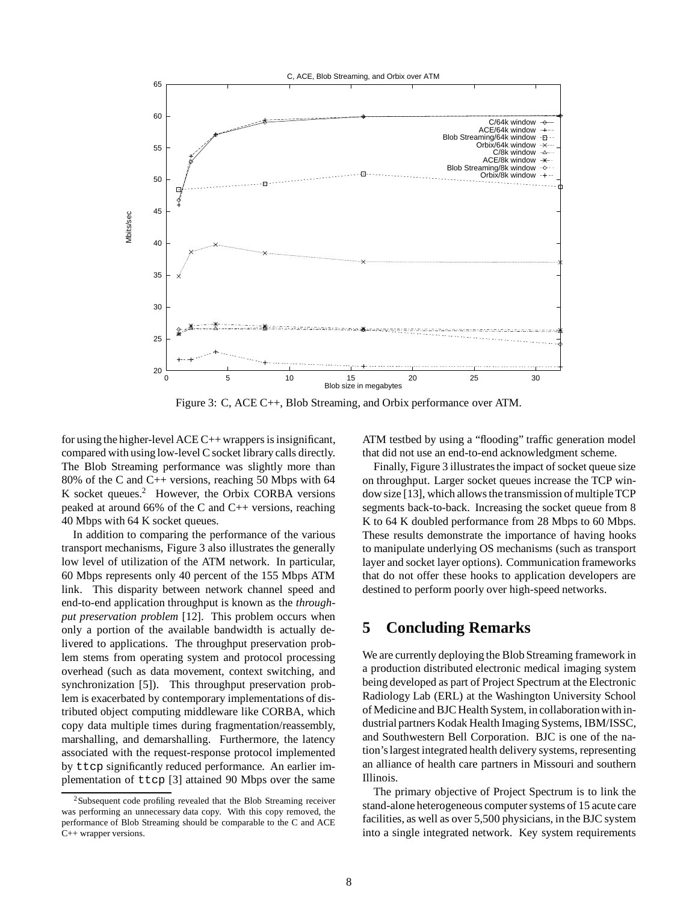Figure 3: C, ACE C++, Blob Streaming, and Orbix performance over ATM.

for using the higher-level ACE C++ wrappers is insignificant, compared with using low-level C socket library calls directly. The Blob Streaming performance was slightly more than 80% of the C and C++ versions, reaching 50 Mbps with 64 K socket queues.[2] However, the Orbix CORBA versions peaked at around 66% of the C and C++ versions, reaching 40 Mbps with 64 K socket queues.

In addition to comparing the performance of the various transport mechanisms, Figure 3 also illustrates the generally low level of utilization of the ATM network. In particular, 60 Mbps represents only 40 percent of the 155 Mbps ATM link. This disparity between network channel speed and end-to-end application throughput is known as the *throughput preservation problem* [12]. This problem occurs when only a portion of the available bandwidth is actually delivered to applications. The throughput preservation problem stems from operating system and protocol processing overhead (such as data movement, context switching, and synchronization [5]). This throughput preservation problem is exacerbated by contemporary implementations of distributed object computing middleware like CORBA, which copy data multiple times during fragmentation/reassembly, marshalling, and demarshalling. Furthermore, the latency associated with the request-response protocol implemented by `ttcp` significantly reduced performance. An earlier implementation of `ttcp` [3] attained 90 Mbps over the same ATM testbed by using a "flooding" traffic generation model that did not use an end-to-end acknowledgment scheme.

Finally, Figure 3 illustrates the impact of socket queue size on throughput. Larger socket queues increase the TCP window size [13], which allows the transmission of multiple TCP segments back-to-back. Increasing the socket queue from 8 K to 64 K doubled performance from 28 Mbps to 60 Mbps. These results demonstrate the importance of having hooks to manipulate underlying OS mechanisms (such as transport layer and socket layer options). Communication frameworks that do not offer these hooks to application developers are destined to perform poorly over high-speed networks.

## 5 Concluding Remarks

We are currently deploying the Blob Streaming framework in a production distributed electronic medical imaging system being developed as part of Project Spectrum at the Electronic Radiology Lab (ERL) at the Washington University School of Medicine and BJC Health System, in collaboration with industrial partners Kodak Health Imaging Systems, IBM/ISSC, and Southwestern Bell Corporation. BJC is one of the nation's largest integrated health delivery systems, representing an alliance of health care partners in Missouri and southern Illinois.

The primary objective of Project Spectrum is to link the stand-alone heterogeneous computer systems of 15 acute care facilities, as well as over 5,500 physicians, in the BJC system into a single integrated network. Key system requirements

[2] Subsequent code profiling revealed that the Blob Streaming receiver was performing an unnecessary data copy. With this copy removed, the performance of Blob Streaming should be comparable to the C and ACE C++ wrapper versions.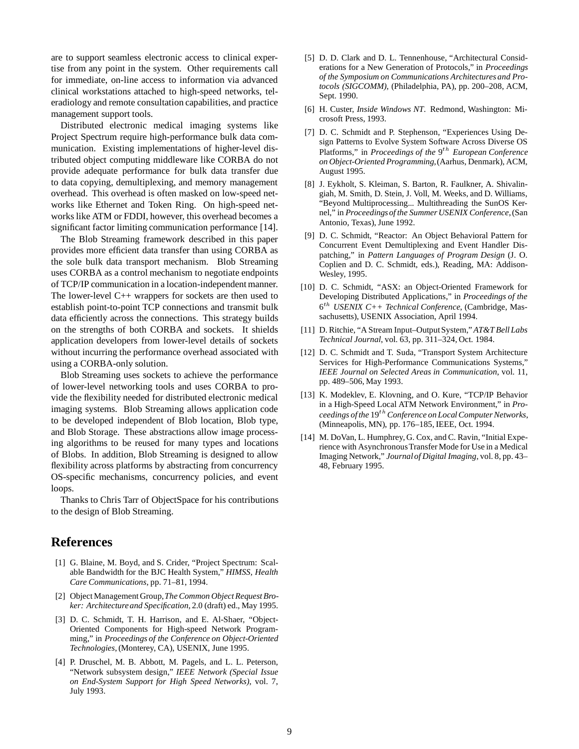are to support seamless electronic access to clinical expertise from any point in the system. Other requirements call for immediate, on-line access to information via advanced clinical workstations attached to high-speed networks, teleradiology and remote consultation capabilities, and practice management support tools.

Distributed electronic medical imaging systems like Project Spectrum require high-performance bulk data communication. Existing implementations of higher-level distributed object computing middleware like CORBA do not provide adequate performance for bulk data transfer due to data copying, demultiplexing, and memory management overhead. This overhead is often masked on low-speed networks like Ethernet and Token Ring. On high-speed networks like ATM or FDDI, however, this overhead becomes a significant factor limiting communication performance [14].

The Blob Streaming framework described in this paper provides more efficient data transfer than using CORBA as the sole bulk data transport mechanism. Blob Streaming uses CORBA as a control mechanism to negotiate endpoints of TCP/IP communication in a location-independent manner. The lower-level C++ wrappers for sockets are then used to establish point-to-point TCP connections and transmit bulk data efficiently across the connections. This strategy builds on the strengths of both CORBA and sockets. It shields application developers from lower-level details of sockets without incurring the performance overhead associated with using a CORBA-only solution.

Blob Streaming uses sockets to achieve the performance of lower-level networking tools and uses CORBA to provide the flexibility needed for distributed electronic medical imaging systems. Blob Streaming allows application code to be developed independent of Blob location, Blob type, and Blob Storage. These abstractions allow image processing algorithms to be reused for many types and locations of Blobs. In addition, Blob Streaming is designed to allow flexibility across platforms by abstracting from concurrency OS-specific mechanisms, concurrency policies, and event loops.

Thanks to Chris Tarr of ObjectSpace for his contributions to the design of Blob Streaming.

# References

[1] G. Blaine, M. Boyd, and S. Crider, "Project Spectrum: Scalable Bandwidth for the BJC Health System," *HIMSS, Health Care Communications*, pp. 71–81, 1994.

[2] Object Management Group, *The Common Object Request Broker: Architecture and Specification*, 2.0 (draft) ed., May 1995.

[3] D. C. Schmidt, T. H. Harrison, and E. Al-Shaer, "Object-Oriented Components for High-speed Network Programming," in *Proceedings of the Conference on Object-Oriented Technologies*, (Monterey, CA), USENIX, June 1995.

[4] P. Druschel, M. B. Abbott, M. Pagels, and L. L. Peterson, "Network subsystem design," *IEEE Network (Special Issue on End-System Support for High Speed Networks)*, vol. 7, July 1993.

[5] D. D. Clark and D. L. Tennenhouse, "Architectural Considerations for a New Generation of Protocols," in *Proceedings of the Symposium on Communications Architectures and Protocols (SIGCOMM)*, (Philadelphia, PA), pp. 200–208, ACM, Sept. 1990.

[6] H. Custer, *Inside Windows NT*. Redmond, Washington: Microsoft Press, 1993.

[7] D. C. Schmidt and P. Stephenson, "Experiences Using Design Patterns to Evolve System Software Across Diverse OS Platforms," in *Proceedings of the* $9^{th}$ *European Conference on Object-Oriented Programming*, (Aarhus, Denmark), ACM, August 1995.

[8] J. Eykholt, S. Kleiman, S. Barton, R. Faulkner, A. Shivalingiah, M. Smith, D. Stein, J. Voll, M. Weeks, and D. Williams, "Beyond Multiprocessing... Multithreading the SunOS Kernel," in *Proceedings of the Summer USENIX Conference*, (San Antonio, Texas), June 1992.

[9] D. C. Schmidt, "Reactor: An Object Behavioral Pattern for Concurrent Event Demultiplexing and Event Handler Dispatching," in *Pattern Languages of Program Design* (J. O. Coplien and D. C. Schmidt, eds.), Reading, MA: Addison-Wesley, 1995.

[10] D. C. Schmidt, "ASX: an Object-Oriented Framework for Developing Distributed Applications," in *Proceedings of the* $6^{th}$ *USENIX C++ Technical Conference*, (Cambridge, Massachusetts), USENIX Association, April 1994.

[11] D. Ritchie, "A Stream Input–Output System," *AT&T Bell Labs Technical Journal*, vol. 63, pp. 311–324, Oct. 1984.

[12] D. C. Schmidt and T. Suda, "Transport System Architecture Services for High-Performance Communications Systems," *IEEE Journal on Selected Areas in Communication*, vol. 11, pp. 489–506, May 1993.

[13] K. Modeklev, E. Klovning, and O. Kure, "TCP/IP Behavior in a High-Speed Local ATM Network Environment," in *Proceedings of the* $19^{th}$ *Conference on Local Computer Networks*, (Minneapolis, MN), pp. 176–185, IEEE, Oct. 1994.

[14] M. DoVan, L. Humphrey, G. Cox, and C. Ravin, "Initial Experience with Asynchronous Transfer Mode for Use in a Medical Imaging Network," *Journal of Digital Imaging*, vol. 8, pp. 43–48, February 1995.